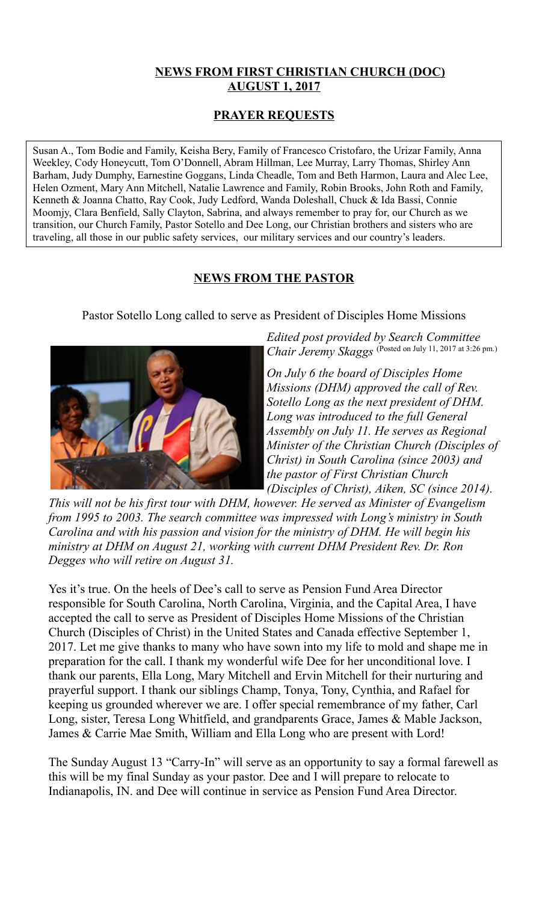## NEWS FROM FIRST CHRISTIAN CHURCH (DOC)
## AUGUST 1, 2017

### PRAYER REQUESTS

Susan A., Tom Bodie and Family, Keisha Bery, Family of Francesco Cristofaro, the Urizar Family, Anna Weekley, Cody Honeycutt, Tom O'Donnell, Abram Hillman, Lee Murray, Larry Thomas, Shirley Ann Barham, Judy Dumphy, Earnestine Goggans, Linda Cheadle, Tom and Beth Harmon, Laura and Alec Lee, Helen Ozment, Mary Ann Mitchell, Natalie Lawrence and Family, Robin Brooks, John Roth and Family, Kenneth & Joanna Chatto, Ray Cook, Judy Ledford, Wanda Doleshall, Chuck & Ida Bassi, Connie Moomjy, Clara Benfield, Sally Clayton, Sabrina, and always remember to pray for, our Church as we transition, our Church Family, Pastor Sotello and Dee Long, our Christian brothers and sisters who are traveling, all those in our public safety services, our military services and our country's leaders.

### NEWS FROM THE PASTOR

Pastor Sotello Long called to serve as President of Disciples Home Missions

*Edited post provided by Search Committee Chair Jeremy Skaggs* (Posted on July 11, 2017 at 3:26 pm.)

*On July 6 the board of Disciples Home Missions (DHM) approved the call of Rev. Sotello Long as the next president of DHM. Long was introduced to the full General Assembly on July 11. He serves as Regional Minister of the Christian Church (Disciples of Christ) in South Carolina (since 2003) and the pastor of First Christian Church (Disciples of Christ), Aiken, SC (since 2014). This will not be his first tour with DHM, however. He served as Minister of Evangelism from 1995 to 2003. The search committee was impressed with Long's ministry in South Carolina and with his passion and vision for the ministry of DHM. He will begin his ministry at DHM on August 21, working with current DHM President Rev. Dr. Ron Degges who will retire on August 31.*

Yes it's true. On the heels of Dee's call to serve as Pension Fund Area Director responsible for South Carolina, North Carolina, Virginia, and the Capital Area, I have accepted the call to serve as President of Disciples Home Missions of the Christian Church (Disciples of Christ) in the United States and Canada effective September 1, 2017. Let me give thanks to many who have sown into my life to mold and shape me in preparation for the call. I thank my wonderful wife Dee for her unconditional love. I thank our parents, Ella Long, Mary Mitchell and Ervin Mitchell for their nurturing and prayerful support. I thank our siblings Champ, Tonya, Tony, Cynthia, and Rafael for keeping us grounded wherever we are. I offer special remembrance of my father, Carl Long, sister, Teresa Long Whitfield, and grandparents Grace, James & Mable Jackson, James & Carrie Mae Smith, William and Ella Long who are present with Lord!

The Sunday August 13 "Carry-In" will serve as an opportunity to say a formal farewell as this will be my final Sunday as your pastor. Dee and I will prepare to relocate to Indianapolis, IN. and Dee will continue in service as Pension Fund Area Director.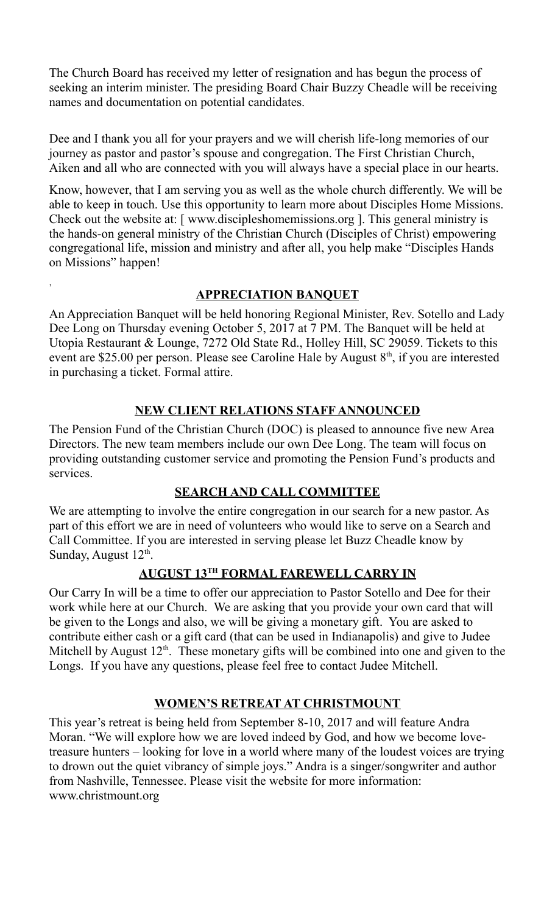The Church Board has received my letter of resignation and has begun the process of seeking an interim minister. The presiding Board Chair Buzzy Cheadle will be receiving names and documentation on potential candidates.

Dee and I thank you all for your prayers and we will cherish life-long memories of our journey as pastor and pastor's spouse and congregation. The First Christian Church, Aiken and all who are connected with you will always have a special place in our hearts.

Know, however, that I am serving you as well as the whole church differently. We will be able to keep in touch. Use this opportunity to learn more about Disciples Home Missions. Check out the website at: [ www.discipleshomemissions.org ]. This general ministry is the hands-on general ministry of the Christian Church (Disciples of Christ) empowering congregational life, mission and ministry and after all, you help make "Disciples Hands on Missions" happen!

## APPRECIATION BANQUET

An Appreciation Banquet will be held honoring Regional Minister, Rev. Sotello and Lady Dee Long on Thursday evening October 5, 2017 at 7 PM. The Banquet will be held at Utopia Restaurant & Lounge, 7272 Old State Rd., Holley Hill, SC 29059. Tickets to this event are $25.00 per person. Please see Caroline Hale by August 8th, if you are interested in purchasing a ticket. Formal attire.

## NEW CLIENT RELATIONS STAFF ANNOUNCED

The Pension Fund of the Christian Church (DOC) is pleased to announce five new Area Directors. The new team members include our own Dee Long. The team will focus on providing outstanding customer service and promoting the Pension Fund's products and services.

## SEARCH AND CALL COMMITTEE

We are attempting to involve the entire congregation in our search for a new pastor. As part of this effort we are in need of volunteers who would like to serve on a Search and Call Committee. If you are interested in serving please let Buzz Cheadle know by Sunday, August 12th.

## AUGUST 13TH FORMAL FAREWELL CARRY IN

Our Carry In will be a time to offer our appreciation to Pastor Sotello and Dee for their work while here at our Church. We are asking that you provide your own card that will be given to the Longs and also, we will be giving a monetary gift. You are asked to contribute either cash or a gift card (that can be used in Indianapolis) and give to Judee Mitchell by August 12th. These monetary gifts will be combined into one and given to the Longs. If you have any questions, please feel free to contact Judee Mitchell.

## WOMEN'S RETREAT AT CHRISTMOUNT

This year's retreat is being held from September 8-10, 2017 and will feature Andra Moran. "We will explore how we are loved indeed by God, and how we become love-treasure hunters – looking for love in a world where many of the loudest voices are trying to drown out the quiet vibrancy of simple joys." Andra is a singer/songwriter and author from Nashville, Tennessee. Please visit the website for more information: www.christmount.org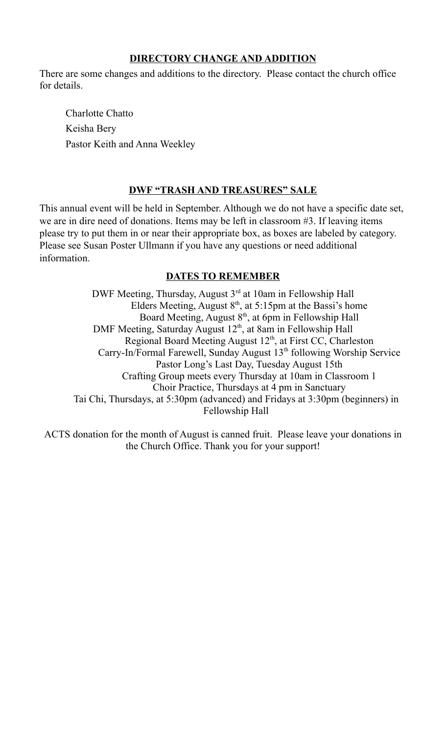## DIRECTORY CHANGE AND ADDITION

There are some changes and additions to the directory. Please contact the church office for details.

Charlotte Chatto

Keisha Bery

Pastor Keith and Anna Weekley

## DWF "TRASH AND TREASURES" SALE

This annual event will be held in September. Although we do not have a specific date set, we are in dire need of donations. Items may be left in classroom #3. If leaving items please try to put them in or near their appropriate box, as boxes are labeled by category. Please see Susan Poster Ullmann if you have any questions or need additional information.

## DATES TO REMEMBER

DWF Meeting, Thursday, August 3rd at 10am in Fellowship Hall

Elders Meeting, August 8th, at 5:15pm at the Bassi's home

Board Meeting, August 8th, at 6pm in Fellowship Hall

DMF Meeting, Saturday August 12th, at 8am in Fellowship Hall

Regional Board Meeting August 12th, at First CC, Charleston

Carry-In/Formal Farewell, Sunday August 13th following Worship Service

Pastor Long's Last Day, Tuesday August 15th

Crafting Group meets every Thursday at 10am in Classroom 1

Choir Practice, Thursdays at 4 pm in Sanctuary

Tai Chi, Thursdays, at 5:30pm (advanced) and Fridays at 3:30pm (beginners) in Fellowship Hall

ACTS donation for the month of August is canned fruit. Please leave your donations in the Church Office. Thank you for your support!